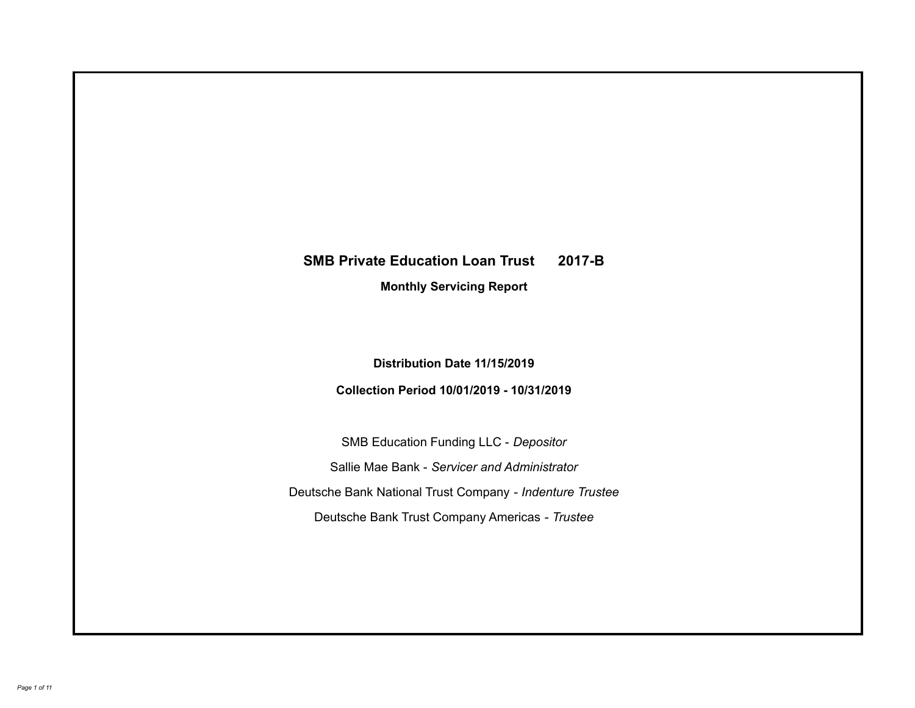# SMB Private Education Loan Trust 2017-B

## Monthly Servicing Report

**Distribution Date 11/15/2019**

**Collection Period 10/01/2019 - 10/31/2019**

SMB Education Funding LLC - *Depositor*

Sallie Mae Bank - *Servicer and Administrator*

Deutsche Bank National Trust Company - *Indenture Trustee*

Deutsche Bank Trust Company Americas - *Trustee*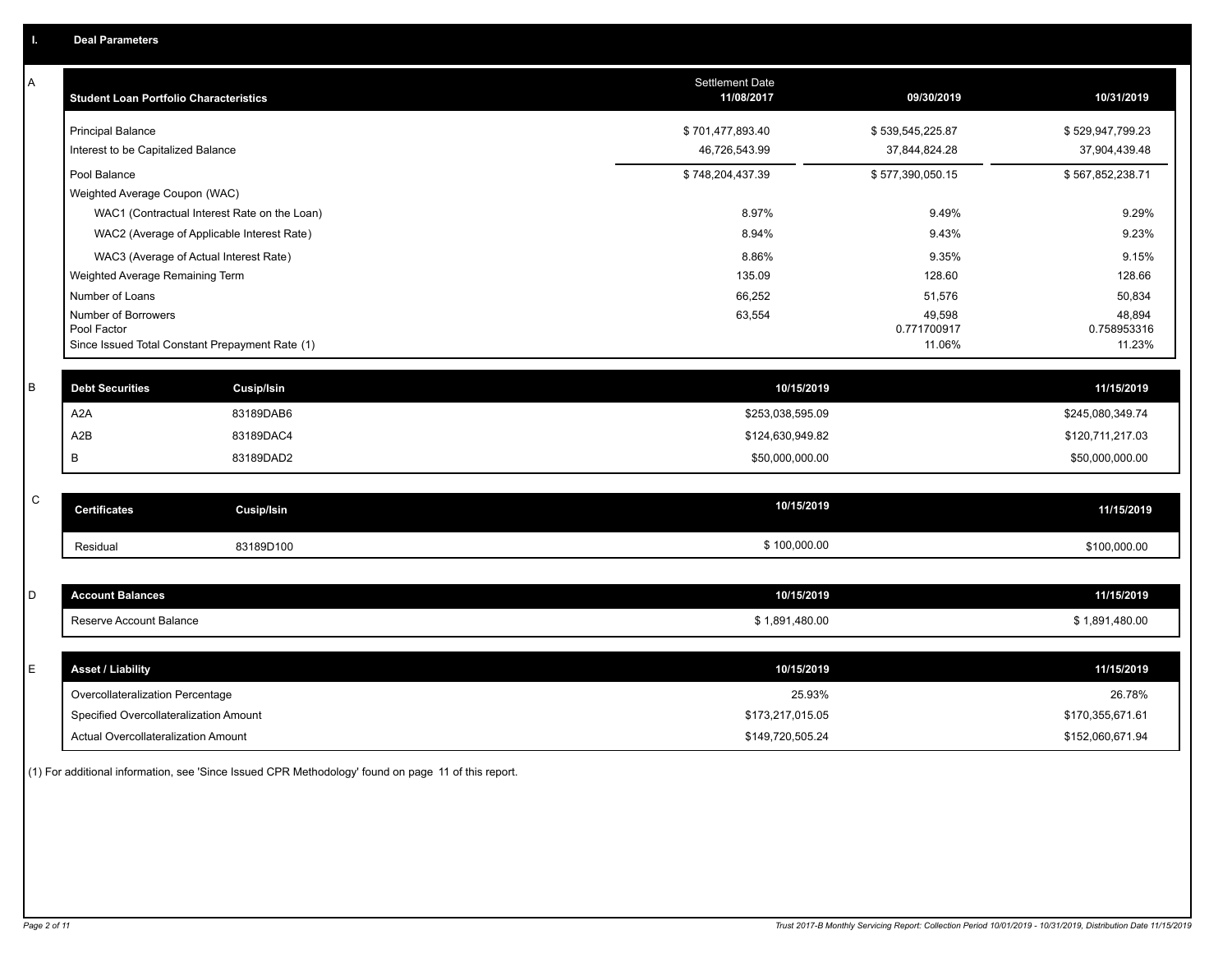## I. Deal Parameters

### A

| Student Loan Portfolio Characteristics | Settlement Date 11/08/2017 | 09/30/2019 | 10/31/2019 |
|---|---|---|---|
| Principal Balance | $ 701,477,893.40 | $ 539,545,225.87 | $ 529,947,799.23 |
| Interest to be Capitalized Balance | 46,726,543.99 | 37,844,824.28 | 37,904,439.48 |
| Pool Balance | $ 748,204,437.39 | $ 577,390,050.15 | $ 567,852,238.71 |
| Weighted Average Coupon (WAC) | | | |
| WAC1 (Contractual Interest Rate on the Loan) | 8.97% | 9.49% | 9.29% |
| WAC2 (Average of Applicable Interest Rate) | 8.94% | 9.43% | 9.23% |
| WAC3 (Average of Actual Interest Rate) | 8.86% | 9.35% | 9.15% |
| Weighted Average Remaining Term | 135.09 | 128.60 | 128.66 |
| Number of Loans | 66,252 | 51,576 | 50,834 |
| Number of Borrowers | 63,554 | 49,598 | 48,894 |
| Pool Factor | | 0.771700917 | 0.758953316 |
| Since Issued Total Constant Prepayment Rate (1) | | 11.06% | 11.23% |

### B

| Debt Securities | Cusip/Isin | 10/15/2019 | 11/15/2019 |
|---|---|---|---|
| A2A | 83189DAB6 | $253,038,595.09 | $245,080,349.74 |
| A2B | 83189DAC4 | $124,630,949.82 | $120,711,217.03 |
| B | 83189DAD2 | $50,000,000.00 | $50,000,000.00 |

### C

| Certificates | Cusip/Isin | 10/15/2019 | 11/15/2019 |
|---|---|---|---|
| Residual | 83189D100 | $ 100,000.00 | $100,000.00 |

### D

| Account Balances | 10/15/2019 | 11/15/2019 |
|---|---|---|
| Reserve Account Balance | $ 1,891,480.00 | $ 1,891,480.00 |

### E

| Asset / Liability | 10/15/2019 | 11/15/2019 |
|---|---|---|
| Overcollateralization Percentage | 25.93% | 26.78% |
| Specified Overcollateralization Amount | $173,217,015.05 | $170,355,671.61 |
| Actual Overcollateralization Amount | $149,720,505.24 | $152,060,671.94 |

(1) For additional information, see 'Since Issued CPR Methodology' found on page 11 of this report.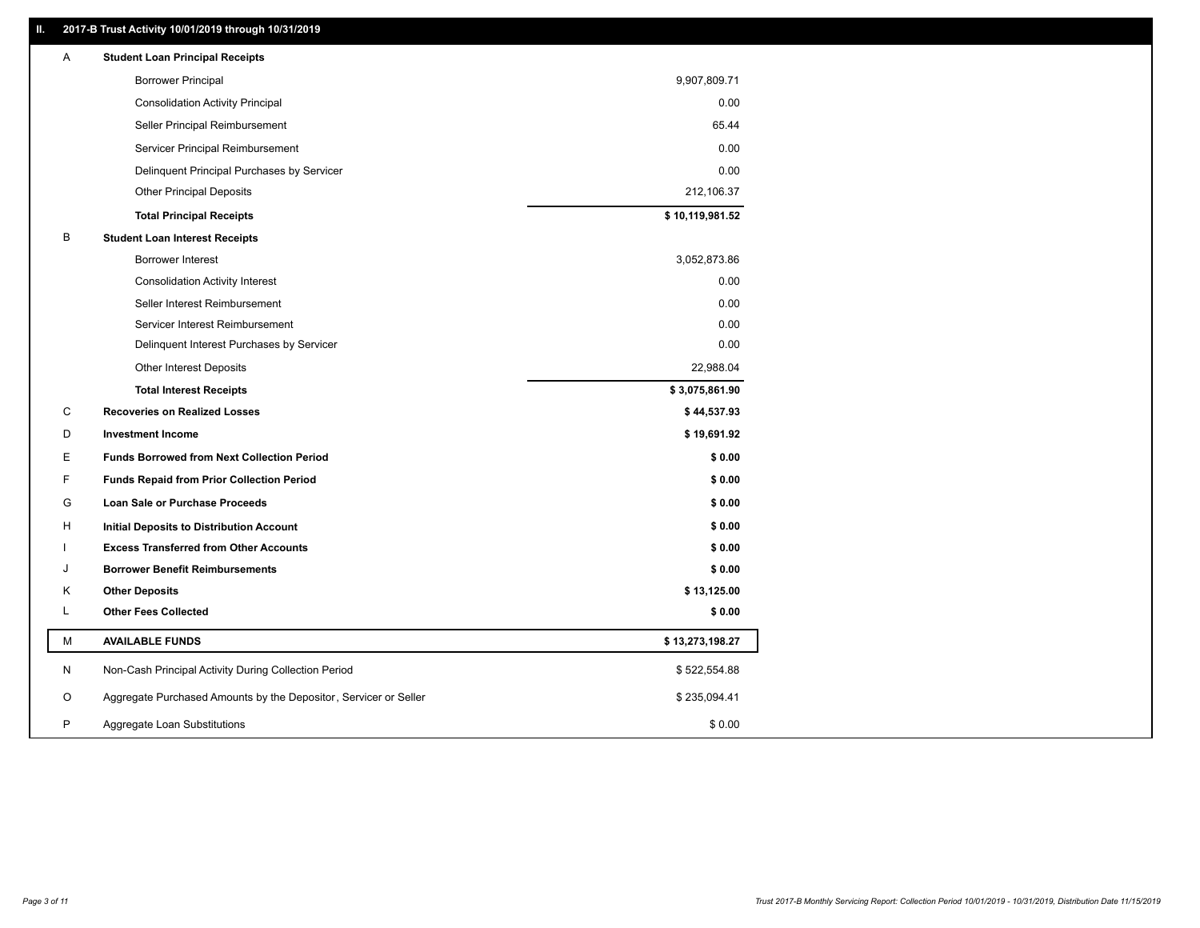## II. 2017-B Trust Activity 10/01/2019 through 10/31/2019

| | | |
|---|---|---|
| A | **Student Loan Principal Receipts** | |
| | Borrower Principal | 9,907,809.71 |
| | Consolidation Activity Principal | 0.00 |
| | Seller Principal Reimbursement | 65.44 |
| | Servicer Principal Reimbursement | 0.00 |
| | Delinquent Principal Purchases by Servicer | 0.00 |
| | Other Principal Deposits | 212,106.37 |
| | **Total Principal Receipts** | **$ 10,119,981.52** |
| B | **Student Loan Interest Receipts** | |
| | Borrower Interest | 3,052,873.86 |
| | Consolidation Activity Interest | 0.00 |
| | Seller Interest Reimbursement | 0.00 |
| | Servicer Interest Reimbursement | 0.00 |
| | Delinquent Interest Purchases by Servicer | 0.00 |
| | Other Interest Deposits | 22,988.04 |
| | **Total Interest Receipts** | **$ 3,075,861.90** |
| C | **Recoveries on Realized Losses** | **$ 44,537.93** |
| D | **Investment Income** | **$ 19,691.92** |
| E | **Funds Borrowed from Next Collection Period** | **$ 0.00** |
| F | **Funds Repaid from Prior Collection Period** | **$ 0.00** |
| G | **Loan Sale or Purchase Proceeds** | **$ 0.00** |
| H | **Initial Deposits to Distribution Account** | **$ 0.00** |
| I | **Excess Transferred from Other Accounts** | **$ 0.00** |
| J | **Borrower Benefit Reimbursements** | **$ 0.00** |
| K | **Other Deposits** | **$ 13,125.00** |
| L | **Other Fees Collected** | **$ 0.00** |
| M | **AVAILABLE FUNDS** | **$ 13,273,198.27** |
| N | Non-Cash Principal Activity During Collection Period | $ 522,554.88 |
| O | Aggregate Purchased Amounts by the Depositor, Servicer or Seller | $ 235,094.41 |
| P | Aggregate Loan Substitutions | $ 0.00 |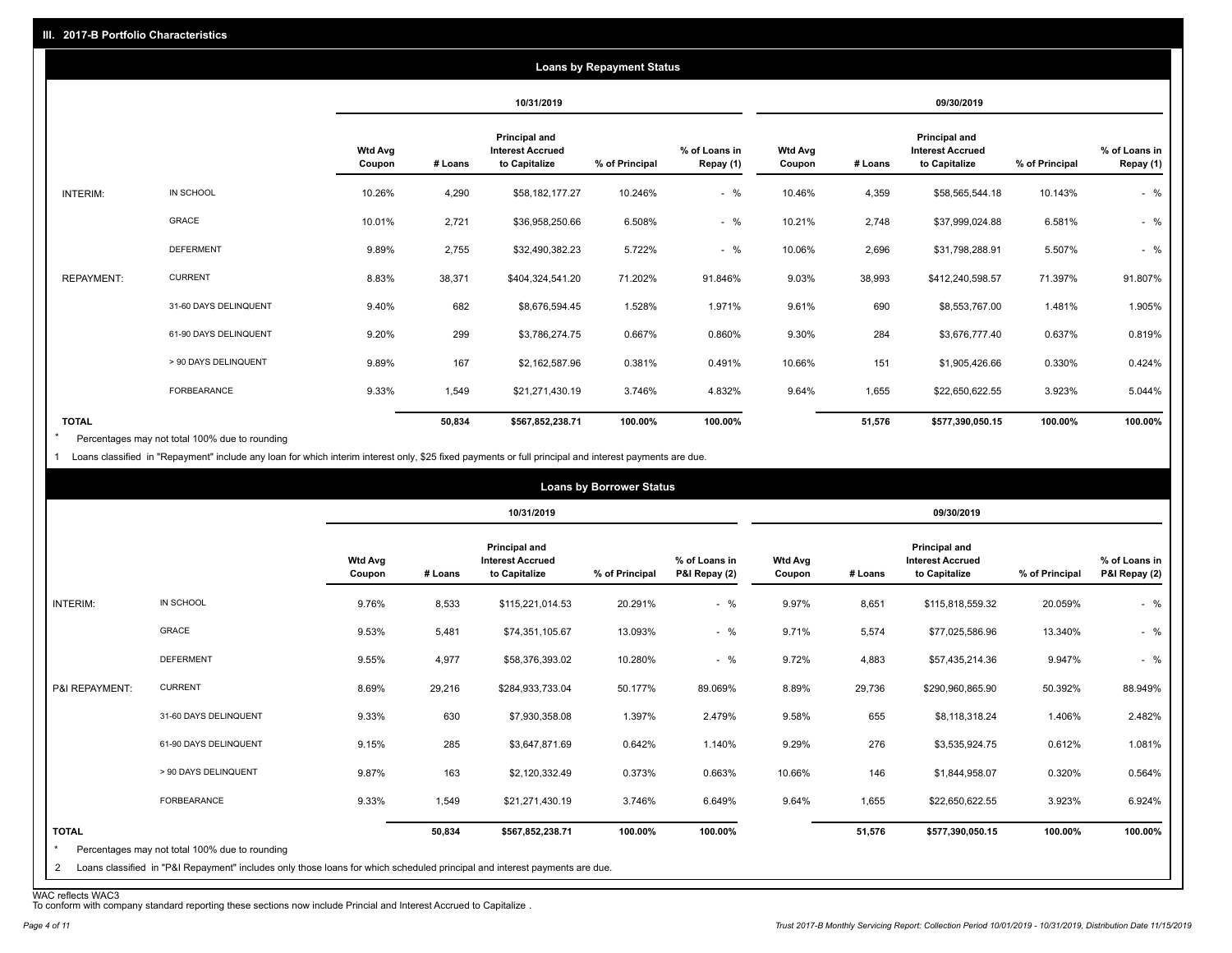## III. 2017-B Portfolio Characteristics

### Loans by Repayment Status

| | | 10/31/2019 | | | | | 09/30/2019 | | | | |
|---|---|---|---|---|---|---|---|---|---|---|---|
| | | Wtd Avg Coupon | # Loans | Principal and Interest Accrued to Capitalize | % of Principal | % of Loans in Repay (1) | Wtd Avg Coupon | # Loans | Principal and Interest Accrued to Capitalize | % of Principal | % of Loans in Repay (1) |
| INTERIM: | IN SCHOOL | 10.26% | 4,290 | $58,182,177.27 | 10.246% | - % | 10.46% | 4,359 | $58,565,544.18 | 10.143% | - % |
| | GRACE | 10.01% | 2,721 | $36,958,250.66 | 6.508% | - % | 10.21% | 2,748 | $37,999,024.88 | 6.581% | - % |
| | DEFERMENT | 9.89% | 2,755 | $32,490,382.23 | 5.722% | - % | 10.06% | 2,696 | $31,798,288.91 | 5.507% | - % |
| REPAYMENT: | CURRENT | 8.83% | 38,371 | $404,324,541.20 | 71.202% | 91.846% | 9.03% | 38,993 | $412,240,598.57 | 71.397% | 91.807% |
| | 31-60 DAYS DELINQUENT | 9.40% | 682 | $8,676,594.45 | 1.528% | 1.971% | 9.61% | 690 | $8,553,767.00 | 1.481% | 1.905% |
| | 61-90 DAYS DELINQUENT | 9.20% | 299 | $3,786,274.75 | 0.667% | 0.860% | 9.30% | 284 | $3,676,777.40 | 0.637% | 0.819% |
| | > 90 DAYS DELINQUENT | 9.89% | 167 | $2,162,587.96 | 0.381% | 0.491% | 10.66% | 151 | $1,905,426.66 | 0.330% | 0.424% |
| | FORBEARANCE | 9.33% | 1,549 | $21,271,430.19 | 3.746% | 4.832% | 9.64% | 1,655 | $22,650,622.55 | 3.923% | 5.044% |
| **TOTAL** | | | **50,834** | **$567,852,238.71** | **100.00%** | **100.00%** | | **51,576** | **$577,390,050.15** | **100.00%** | **100.00%** |

\* Percentages may not total 100% due to rounding

1 Loans classified in "Repayment" include any loan for which interim interest only, $25 fixed payments or full principal and interest payments are due.

### Loans by Borrower Status

| | | 10/31/2019 | | | | | 09/30/2019 | | | | |
|---|---|---|---|---|---|---|---|---|---|---|---|
| | | Wtd Avg Coupon | # Loans | Principal and Interest Accrued to Capitalize | % of Principal | % of Loans in P&I Repay (2) | Wtd Avg Coupon | # Loans | Principal and Interest Accrued to Capitalize | % of Principal | % of Loans in P&I Repay (2) |
| INTERIM: | IN SCHOOL | 9.76% | 8,533 | $115,221,014.53 | 20.291% | - % | 9.97% | 8,651 | $115,818,559.32 | 20.059% | - % |
| | GRACE | 9.53% | 5,481 | $74,351,105.67 | 13.093% | - % | 9.71% | 5,574 | $77,025,586.96 | 13.340% | - % |
| | DEFERMENT | 9.55% | 4,977 | $58,376,393.02 | 10.280% | - % | 9.72% | 4,883 | $57,435,214.36 | 9.947% | - % |
| P&I REPAYMENT: | CURRENT | 8.69% | 29,216 | $284,933,733.04 | 50.177% | 89.069% | 8.89% | 29,736 | $290,960,865.90 | 50.392% | 88.949% |
| | 31-60 DAYS DELINQUENT | 9.33% | 630 | $7,930,358.08 | 1.397% | 2.479% | 9.58% | 655 | $8,118,318.24 | 1.406% | 2.482% |
| | 61-90 DAYS DELINQUENT | 9.15% | 285 | $3,647,871.69 | 0.642% | 1.140% | 9.29% | 276 | $3,535,924.75 | 0.612% | 1.081% |
| | > 90 DAYS DELINQUENT | 9.87% | 163 | $2,120,332.49 | 0.373% | 0.663% | 10.66% | 146 | $1,844,958.07 | 0.320% | 0.564% |
| | FORBEARANCE | 9.33% | 1,549 | $21,271,430.19 | 3.746% | 6.649% | 9.64% | 1,655 | $22,650,622.55 | 3.923% | 6.924% |
| **TOTAL** | | | **50,834** | **$567,852,238.71** | **100.00%** | **100.00%** | | **51,576** | **$577,390,050.15** | **100.00%** | **100.00%** |

\* Percentages may not total 100% due to rounding

2 Loans classified in "P&I Repayment" includes only those loans for which scheduled principal and interest payments are due.

WAC reflects WAC3

To conform with company standard reporting these sections now include Princial and Interest Accrued to Capitalize .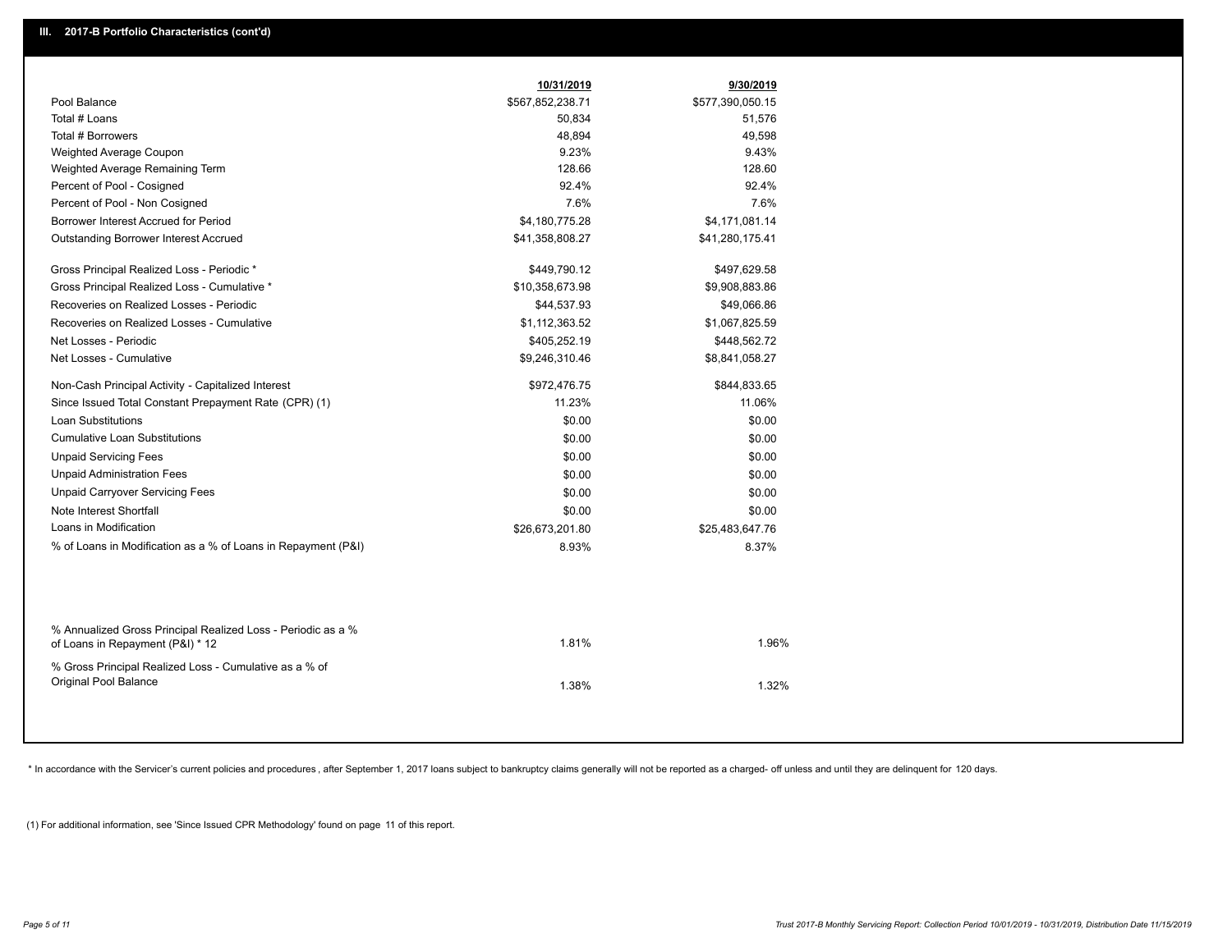## III. 2017-B Portfolio Characteristics (cont'd)

| | 10/31/2019 | 9/30/2019 |
|---|---|---|
| Pool Balance | $567,852,238.71 | $577,390,050.15 |
| Total # Loans | 50,834 | 51,576 |
| Total # Borrowers | 48,894 | 49,598 |
| Weighted Average Coupon | 9.23% | 9.43% |
| Weighted Average Remaining Term | 128.66 | 128.60 |
| Percent of Pool - Cosigned | 92.4% | 92.4% |
| Percent of Pool - Non Cosigned | 7.6% | 7.6% |
| Borrower Interest Accrued for Period | $4,180,775.28 | $4,171,081.14 |
| Outstanding Borrower Interest Accrued | $41,358,808.27 | $41,280,175.41 |
| Gross Principal Realized Loss - Periodic * | $449,790.12 | $497,629.58 |
| Gross Principal Realized Loss - Cumulative * | $10,358,673.98 | $9,908,883.86 |
| Recoveries on Realized Losses - Periodic | $44,537.93 | $49,066.86 |
| Recoveries on Realized Losses - Cumulative | $1,112,363.52 | $1,067,825.59 |
| Net Losses - Periodic | $405,252.19 | $448,562.72 |
| Net Losses - Cumulative | $9,246,310.46 | $8,841,058.27 |
| Non-Cash Principal Activity - Capitalized Interest | $972,476.75 | $844,833.65 |
| Since Issued Total Constant Prepayment Rate (CPR) (1) | 11.23% | 11.06% |
| Loan Substitutions | $0.00 | $0.00 |
| Cumulative Loan Substitutions | $0.00 | $0.00 |
| Unpaid Servicing Fees | $0.00 | $0.00 |
| Unpaid Administration Fees | $0.00 | $0.00 |
| Unpaid Carryover Servicing Fees | $0.00 | $0.00 |
| Note Interest Shortfall | $0.00 | $0.00 |
| Loans in Modification | $26,673,201.80 | $25,483,647.76 |
| % of Loans in Modification as a % of Loans in Repayment (P&I) | 8.93% | 8.37% |
| % Annualized Gross Principal Realized Loss - Periodic as a % of Loans in Repayment (P&I) * 12 | 1.81% | 1.96% |
| % Gross Principal Realized Loss - Cumulative as a % of Original Pool Balance | 1.38% | 1.32% |

* In accordance with the Servicer's current policies and procedures, after September 1, 2017 loans subject to bankruptcy claims generally will not be reported as a charged- off unless and until they are delinquent for 120 days.

(1) For additional information, see 'Since Issued CPR Methodology' found on page 11 of this report.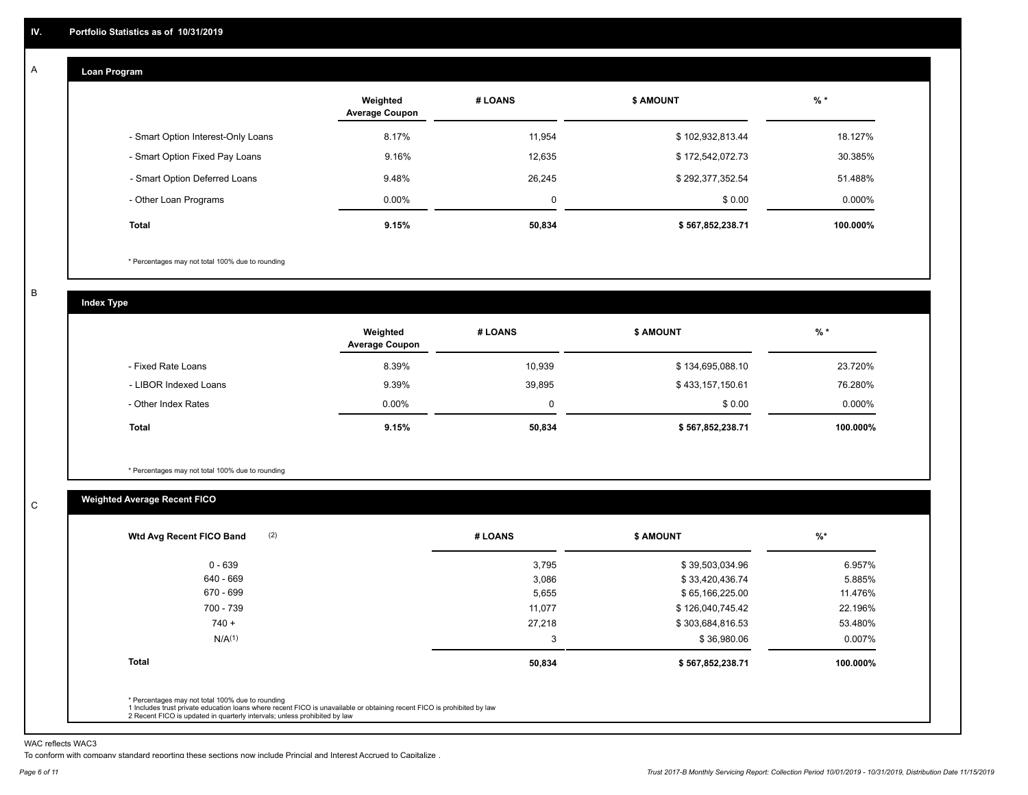## IV. Portfolio Statistics as of 10/31/2019

### A Loan Program

| | Weighted Average Coupon | # LOANS | $ AMOUNT | % * |
|---|---|---|---|---|
| - Smart Option Interest-Only Loans | 8.17% | 11,954 | $ 102,932,813.44 | 18.127% |
| - Smart Option Fixed Pay Loans | 9.16% | 12,635 | $ 172,542,072.73 | 30.385% |
| - Smart Option Deferred Loans | 9.48% | 26,245 | $ 292,377,352.54 | 51.488% |
| - Other Loan Programs | 0.00% | 0 | $ 0.00 | 0.000% |
| **Total** | **9.15%** | **50,834** | **$ 567,852,238.71** | **100.000%** |

* Percentages may not total 100% due to rounding

### B Index Type

| | Weighted Average Coupon | # LOANS | $ AMOUNT | % * |
|---|---|---|---|---|
| - Fixed Rate Loans | 8.39% | 10,939 | $ 134,695,088.10 | 23.720% |
| - LIBOR Indexed Loans | 9.39% | 39,895 | $ 433,157,150.61 | 76.280% |
| - Other Index Rates | 0.00% | 0 | $ 0.00 | 0.000% |
| **Total** | **9.15%** | **50,834** | **$ 567,852,238.71** | **100.000%** |

* Percentages may not total 100% due to rounding

### C Weighted Average Recent FICO

| Wtd Avg Recent FICO Band (2) | # LOANS | $ AMOUNT | %* |
|---|---|---|---|
| 0 - 639 | 3,795 | $ 39,503,034.96 | 6.957% |
| 640 - 669 | 3,086 | $ 33,420,436.74 | 5.885% |
| 670 - 699 | 5,655 | $ 65,166,225.00 | 11.476% |
| 700 - 739 | 11,077 | $ 126,040,745.42 | 22.196% |
| 740 + | 27,218 | $ 303,684,816.53 | 53.480% |
| N/A(1) | 3 | $ 36,980.06 | 0.007% |
| **Total** | **50,834** | **$ 567,852,238.71** | **100.000%** |

* Percentages may not total 100% due to rounding
1 Includes trust private education loans where recent FICO is unavailable or obtaining recent FICO is prohibited by law
2 Recent FICO is updated in quarterly intervals; unless prohibited by law

WAC reflects WAC3
To conform with company standard reporting these sections now include Princial and Interest Accrued to Capitalize .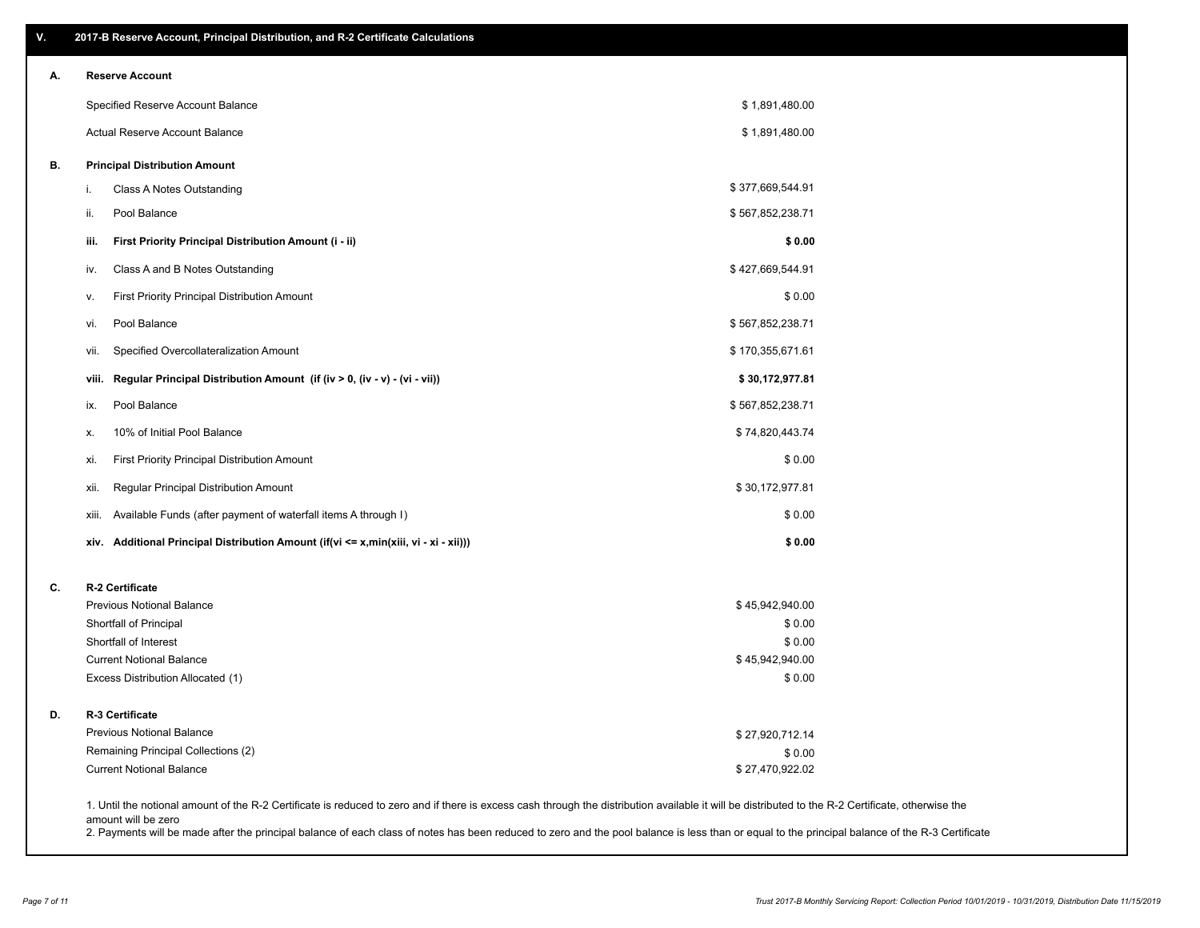## V. 2017-B Reserve Account, Principal Distribution, and R-2 Certificate Calculations

### A. Reserve Account

| | |
|---|---|
| Specified Reserve Account Balance | $ 1,891,480.00 |
| Actual Reserve Account Balance | $ 1,891,480.00 |

### B. Principal Distribution Amount

| | | |
|---|---|---|
| i. | Class A Notes Outstanding | $ 377,669,544.91 |
| ii. | Pool Balance | $ 567,852,238.71 |
| **iii.** | **First Priority Principal Distribution Amount (i - ii)** | **$ 0.00** |
| iv. | Class A and B Notes Outstanding | $ 427,669,544.91 |
| v. | First Priority Principal Distribution Amount | $ 0.00 |
| vi. | Pool Balance | $ 567,852,238.71 |
| vii. | Specified Overcollateralization Amount | $ 170,355,671.61 |
| **viii.** | **Regular Principal Distribution Amount (if (iv > 0, (iv - v) - (vi - vii))** | **$ 30,172,977.81** |
| ix. | Pool Balance | $ 567,852,238.71 |
| x. | 10% of Initial Pool Balance | $ 74,820,443.74 |
| xi. | First Priority Principal Distribution Amount | $ 0.00 |
| xii. | Regular Principal Distribution Amount | $ 30,172,977.81 |
| xiii. | Available Funds (after payment of waterfall items A through I) | $ 0.00 |
| **xiv.** | **Additional Principal Distribution Amount (if(vi <= x,min(xiii, vi - xi - xii)))** | **$ 0.00** |

### C. R-2 Certificate

| | |
|---|---|
| Previous Notional Balance | $ 45,942,940.00 |
| Shortfall of Principal | $ 0.00 |
| Shortfall of Interest | $ 0.00 |
| Current Notional Balance | $ 45,942,940.00 |
| Excess Distribution Allocated (1) | $ 0.00 |

### D. R-3 Certificate

| | |
|---|---|
| Previous Notional Balance | $ 27,920,712.14 |
| Remaining Principal Collections (2) | $ 0.00 |
| Current Notional Balance | $ 27,470,922.02 |

1. Until the notional amount of the R-2 Certificate is reduced to zero and if there is excess cash through the distribution available it will be distributed to the R-2 Certificate, otherwise the amount will be zero
2. Payments will be made after the principal balance of each class of notes has been reduced to zero and the pool balance is less than or equal to the principal balance of the R-3 Certificate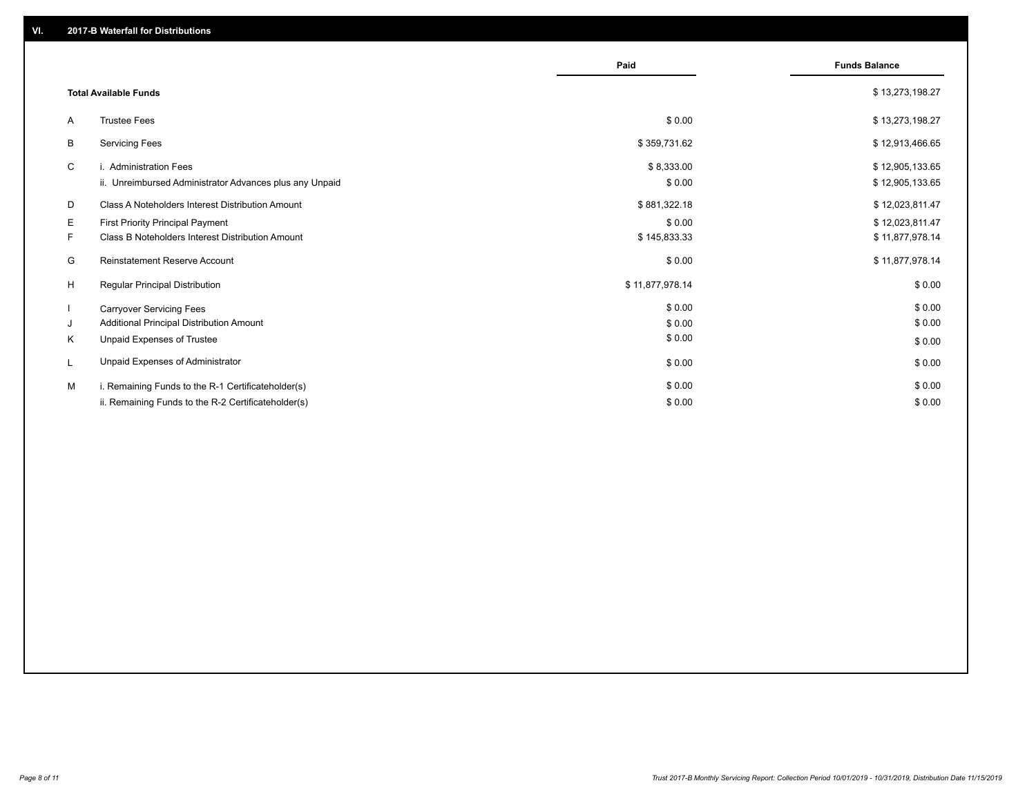## VI. 2017-B Waterfall for Distributions

| | | Paid | Funds Balance |
|---|---|---|---|
| | **Total Available Funds** | | $ 13,273,198.27 |
| A | Trustee Fees | $ 0.00 | $ 13,273,198.27 |
| B | Servicing Fees | $ 359,731.62 | $ 12,913,466.65 |
| C | i. Administration Fees | $ 8,333.00 | $ 12,905,133.65 |
| | ii. Unreimbursed Administrator Advances plus any Unpaid | $ 0.00 | $ 12,905,133.65 |
| D | Class A Noteholders Interest Distribution Amount | $ 881,322.18 | $ 12,023,811.47 |
| E | First Priority Principal Payment | $ 0.00 | $ 12,023,811.47 |
| F | Class B Noteholders Interest Distribution Amount | $ 145,833.33 | $ 11,877,978.14 |
| G | Reinstatement Reserve Account | $ 0.00 | $ 11,877,978.14 |
| H | Regular Principal Distribution | $ 11,877,978.14 | $ 0.00 |
| I | Carryover Servicing Fees | $ 0.00 | $ 0.00 |
| J | Additional Principal Distribution Amount | $ 0.00 | $ 0.00 |
| K | Unpaid Expenses of Trustee | $ 0.00 | $ 0.00 |
| L | Unpaid Expenses of Administrator | $ 0.00 | $ 0.00 |
| M | i. Remaining Funds to the R-1 Certificateholder(s) | $ 0.00 | $ 0.00 |
| | ii. Remaining Funds to the R-2 Certificateholder(s) | $ 0.00 | $ 0.00 |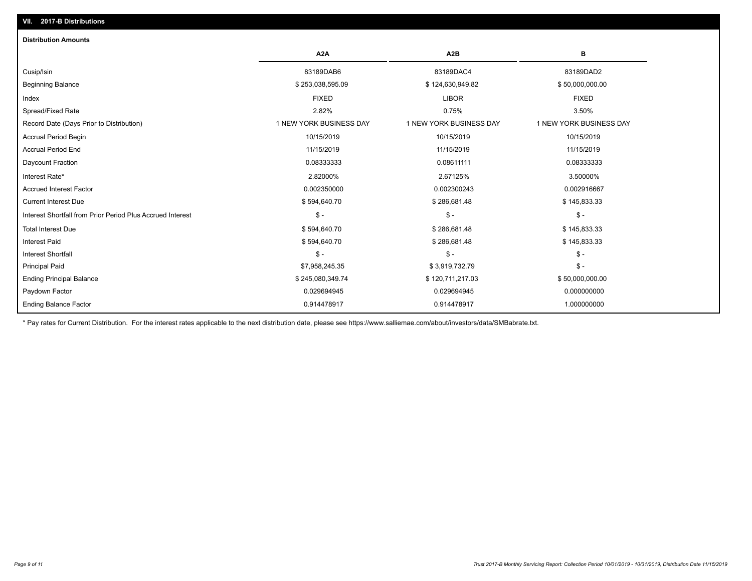## VII. 2017-B Distributions

### Distribution Amounts

| | A2A | A2B | B |
|---|---|---|---|
| Cusip/Isin | 83189DAB6 | 83189DAC4 | 83189DAD2 |
| Beginning Balance | $ 253,038,595.09 | $ 124,630,949.82 | $ 50,000,000.00 |
| Index | FIXED | LIBOR | FIXED |
| Spread/Fixed Rate | 2.82% | 0.75% | 3.50% |
| Record Date (Days Prior to Distribution) | 1 NEW YORK BUSINESS DAY | 1 NEW YORK BUSINESS DAY | 1 NEW YORK BUSINESS DAY |
| Accrual Period Begin | 10/15/2019 | 10/15/2019 | 10/15/2019 |
| Accrual Period End | 11/15/2019 | 11/15/2019 | 11/15/2019 |
| Daycount Fraction | 0.08333333 | 0.08611111 | 0.08333333 |
| Interest Rate* | 2.82000% | 2.67125% | 3.50000% |
| Accrued Interest Factor | 0.002350000 | 0.002300243 | 0.002916667 |
| Current Interest Due | $ 594,640.70 | $ 286,681.48 | $ 145,833.33 |
| Interest Shortfall from Prior Period Plus Accrued Interest | $ - | $ - | $ - |
| Total Interest Due | $ 594,640.70 | $ 286,681.48 | $ 145,833.33 |
| Interest Paid | $ 594,640.70 | $ 286,681.48 | $ 145,833.33 |
| Interest Shortfall | $ - | $ - | $ - |
| Principal Paid | $7,958,245.35 | $ 3,919,732.79 | $ - |
| Ending Principal Balance | $ 245,080,349.74 | $ 120,711,217.03 | $ 50,000,000.00 |
| Paydown Factor | 0.029694945 | 0.029694945 | 0.000000000 |
| Ending Balance Factor | 0.914478917 | 0.914478917 | 1.000000000 |

* Pay rates for Current Distribution. For the interest rates applicable to the next distribution date, please see https://www.salliemae.com/about/investors/data/SMBabrate.txt.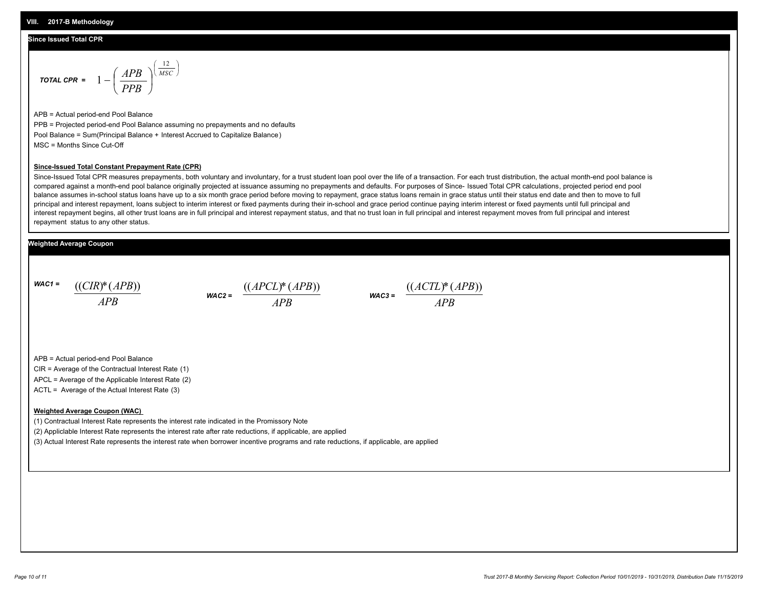## VIII. 2017-B Methodology

### Since Issued Total CPR

**TOTAL CPR =** $$1 - \left( \frac{APB}{PPB} \right)^{\left( \frac{12}{MSC} \right)}$$

APB = Actual period-end Pool Balance

PPB = Projected period-end Pool Balance assuming no prepayments and no defaults

Pool Balance = Sum(Principal Balance + Interest Accrued to Capitalize Balance)

MSC = Months Since Cut-Off

**Since-Issued Total Constant Prepayment Rate (CPR)**

Since-Issued Total CPR measures prepayments, both voluntary and involuntary, for a trust student loan pool over the life of a transaction. For each trust distribution, the actual month-end pool balance is compared against a month-end pool balance originally projected at issuance assuming no prepayments and defaults. For purposes of Since- Issued Total CPR calculations, projected period end pool balance assumes in-school status loans have up to a six month grace period before moving to repayment, grace status loans remain in grace status until their status end date and then to move to full principal and interest repayment, loans subject to interim interest or fixed payments during their in-school and grace period continue paying interim interest or fixed payments until full principal and interest repayment begins, all other trust loans are in full principal and interest repayment status, and that no trust loan in full principal and interest repayment moves from full principal and interest repayment status to any other status.

### Weighted Average Coupon

**WAC1 =** $$\frac{((CIR)*(APB))}{APB}$$

**WAC2 =** $$\frac{((APCL)*(APB))}{APB}$$

**WAC3 =** $$\frac{((ACTL)*(APB))}{APB}$$

APB = Actual period-end Pool Balance

CIR = Average of the Contractual Interest Rate (1)

APCL = Average of the Applicable Interest Rate (2)

ACTL = Average of the Actual Interest Rate (3)

**Weighted Average Coupon (WAC)**

(1) Contractual Interest Rate represents the interest rate indicated in the Promissory Note

(2) Appliclable Interest Rate represents the interest rate after rate reductions, if applicable, are applied

(3) Actual Interest Rate represents the interest rate when borrower incentive programs and rate reductions, if applicable, are applied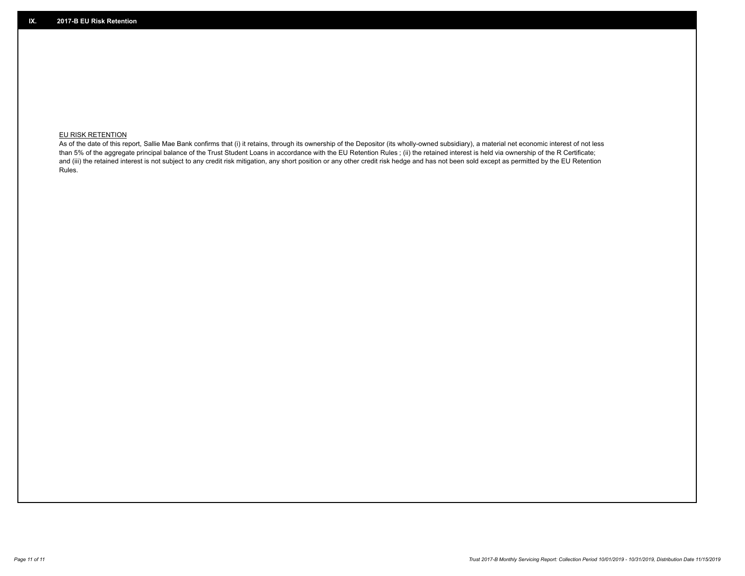# IX. 2017-B EU Risk Retention

EU RISK RETENTION

As of the date of this report, Sallie Mae Bank confirms that (i) it retains, through its ownership of the Depositor (its wholly-owned subsidiary), a material net economic interest of not less than 5% of the aggregate principal balance of the Trust Student Loans in accordance with the EU Retention Rules ; (ii) the retained interest is held via ownership of the R Certificate; and (iii) the retained interest is not subject to any credit risk mitigation, any short position or any other credit risk hedge and has not been sold except as permitted by the EU Retention Rules.